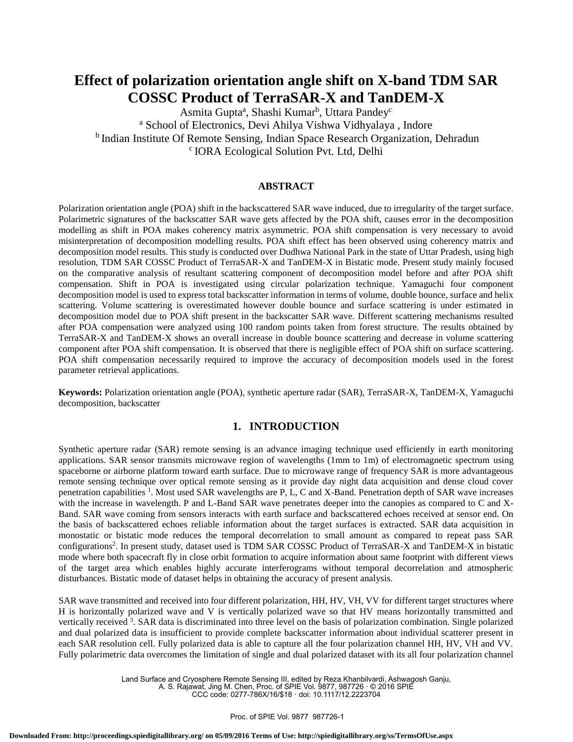# Effect of polarization orientation angle shift on X-band TDM SAR COSSC Product of TerraSAR-X and TanDEM-X

Asmita Gupta[a], Shashi Kumar[b], Uttara Pandey[c]

[a] School of Electronics, Devi Ahilya Vishwa Vidhyalaya , Indore

[b] Indian Institute Of Remote Sensing, Indian Space Research Organization, Dehradun

[c] IORA Ecological Solution Pvt. Ltd, Delhi

## ABSTRACT

Polarization orientation angle (POA) shift in the backscattered SAR wave induced, due to irregularity of the target surface. Polarimetric signatures of the backscatter SAR wave gets affected by the POA shift, causes error in the decomposition modelling as shift in POA makes coherency matrix asymmetric. POA shift compensation is very necessary to avoid misinterpretation of decomposition modelling results. POA shift effect has been observed using coherency matrix and decomposition model results. This study is conducted over Dudhwa National Park in the state of Uttar Pradesh, using high resolution, TDM SAR COSSC Product of TerraSAR-X and TanDEM-X in Bistatic mode. Present study mainly focused on the comparative analysis of resultant scattering component of decomposition model before and after POA shift compensation. Shift in POA is investigated using circular polarization technique. Yamaguchi four component decomposition model is used to express total backscatter information in terms of volume, double bounce, surface and helix scattering. Volume scattering is overestimated however double bounce and surface scattering is under estimated in decomposition model due to POA shift present in the backscatter SAR wave. Different scattering mechanisms resulted after POA compensation were analyzed using 100 random points taken from forest structure. The results obtained by TerraSAR-X and TanDEM-X shows an overall increase in double bounce scattering and decrease in volume scattering component after POA shift compensation. It is observed that there is negligible effect of POA shift on surface scattering. POA shift compensation necessarily required to improve the accuracy of decomposition models used in the forest parameter retrieval applications.

**Keywords:** Polarization orientation angle (POA), synthetic aperture radar (SAR), TerraSAR-X, TanDEM-X, Yamaguchi decomposition, backscatter

## 1. INTRODUCTION

Synthetic aperture radar (SAR) remote sensing is an advance imaging technique used efficiently in earth monitoring applications. SAR sensor transmits microwave region of wavelengths (1mm to 1m) of electromagnetic spectrum using spaceborne or airborne platform toward earth surface. Due to microwave range of frequency SAR is more advantageous remote sensing technique over optical remote sensing as it provide day night data acquisition and dense cloud cover penetration capabilities [1]. Most used SAR wavelengths are P, L, C and X-Band. Penetration depth of SAR wave increases with the increase in wavelength. P and L-Band SAR wave penetrates deeper into the canopies as compared to C and X-Band. SAR wave coming from sensors interacts with earth surface and backscattered echoes received at sensor end. On the basis of backscattered echoes reliable information about the target surfaces is extracted. SAR data acquisition in monostatic or bistatic mode reduces the temporal decorrelation to small amount as compared to repeat pass SAR configurations[2]. In present study, dataset used is TDM SAR COSSC Product of TerraSAR-X and TanDEM-X in bistatic mode where both spacecraft fly in close orbit formation to acquire information about same footprint with different views of the target area which enables highly accurate interferograms without temporal decorrelation and atmospheric disturbances. Bistatic mode of dataset helps in obtaining the accuracy of present analysis.

SAR wave transmitted and received into four different polarization, HH, HV, VH, VV for different target structures where H is horizontally polarized wave and V is vertically polarized wave so that HV means horizontally transmitted and vertically received [3]. SAR data is discriminated into three level on the basis of polarization combination. Single polarized and dual polarized data is insufficient to provide complete backscatter information about individual scatterer present in each SAR resolution cell. Fully polarized data is able to capture all the four polarization channel HH, HV, VH and VV. Fully polarimetric data overcomes the limitation of single and dual polarized dataset with its all four polarization channel

Land Surface and Cryosphere Remote Sensing III, edited by Reza Khanbilvardi, Ashwagosh Ganju, A. S. Rajawat, Jing M. Chen, Proc. of SPIE Vol. 9877, 987726 · © 2016 SPIE
CCC code: 0277-786X/16/$18 · doi: 10.1117/12.2223704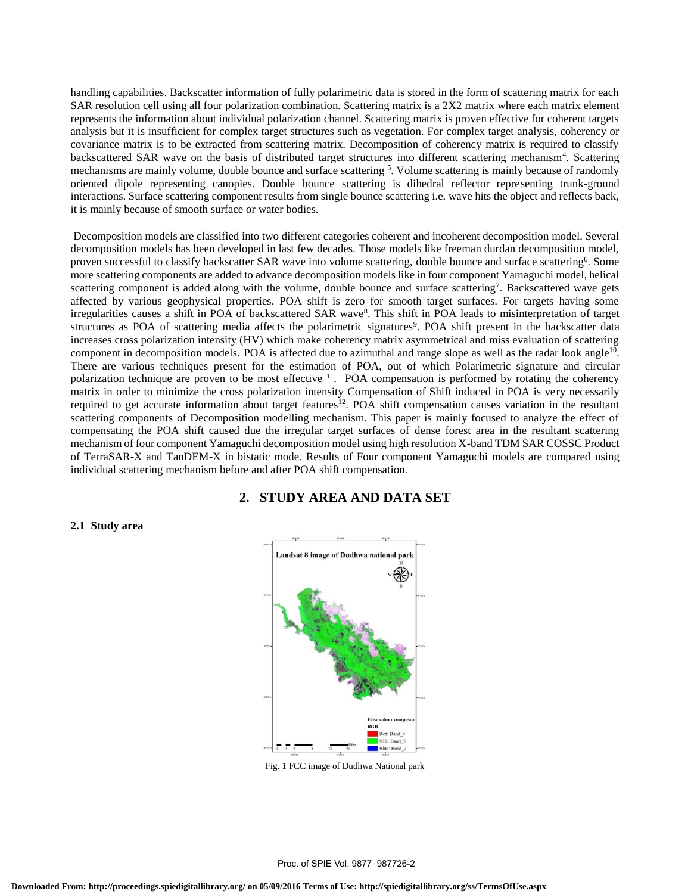handling capabilities. Backscatter information of fully polarimetric data is stored in the form of scattering matrix for each SAR resolution cell using all four polarization combination. Scattering matrix is a 2X2 matrix where each matrix element represents the information about individual polarization channel. Scattering matrix is proven effective for coherent targets analysis but it is insufficient for complex target structures such as vegetation. For complex target analysis, coherency or covariance matrix is to be extracted from scattering matrix. Decomposition of coherency matrix is required to classify backscattered SAR wave on the basis of distributed target structures into different scattering mechanism[4]. Scattering mechanisms are mainly volume, double bounce and surface scattering [5]. Volume scattering is mainly because of randomly oriented dipole representing canopies. Double bounce scattering is dihedral reflector representing trunk-ground interactions. Surface scattering component results from single bounce scattering i.e. wave hits the object and reflects back, it is mainly because of smooth surface or water bodies.

Decomposition models are classified into two different categories coherent and incoherent decomposition model. Several decomposition models has been developed in last few decades. Those models like freeman durdan decomposition model, proven successful to classify backscatter SAR wave into volume scattering, double bounce and surface scattering[6]. Some more scattering components are added to advance decomposition models like in four component Yamaguchi model, helical scattering component is added along with the volume, double bounce and surface scattering[7]. Backscattered wave gets affected by various geophysical properties. POA shift is zero for smooth target surfaces. For targets having some irregularities causes a shift in POA of backscattered SAR wave[8]. This shift in POA leads to misinterpretation of target structures as POA of scattering media affects the polarimetric signatures[9]. POA shift present in the backscatter data increases cross polarization intensity (HV) which make coherency matrix asymmetrical and miss evaluation of scattering component in decomposition models. POA is affected due to azimuthal and range slope as well as the radar look angle[10]. There are various techniques present for the estimation of POA, out of which Polarimetric signature and circular polarization technique are proven to be most effective [11]. POA compensation is performed by rotating the coherency matrix in order to minimize the cross polarization intensity Compensation of Shift induced in POA is very necessarily required to get accurate information about target features[12]. POA shift compensation causes variation in the resultant scattering components of Decomposition modelling mechanism. This paper is mainly focused to analyze the effect of compensating the POA shift caused due the irregular target surfaces of dense forest area in the resultant scattering mechanism of four component Yamaguchi decomposition model using high resolution X-band TDM SAR COSSC Product of TerraSAR-X and TanDEM-X in bistatic mode. Results of Four component Yamaguchi models are compared using individual scattering mechanism before and after POA shift compensation.

## 2. STUDY AREA AND DATA SET

### 2.1 Study area

Fig. 1 FCC image of Dudhwa National park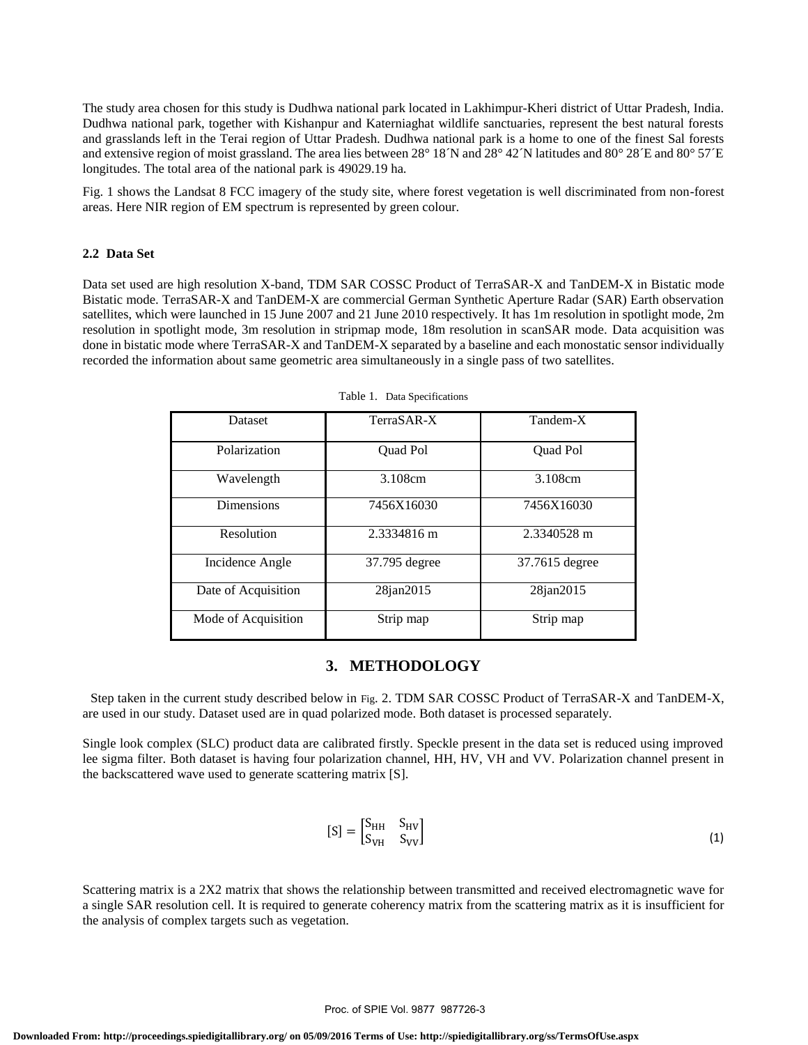The study area chosen for this study is Dudhwa national park located in Lakhimpur-Kheri district of Uttar Pradesh, India. Dudhwa national park, together with Kishanpur and Katerniaghat wildlife sanctuaries, represent the best natural forests and grasslands left in the Terai region of Uttar Pradesh. Dudhwa national park is a home to one of the finest Sal forests and extensive region of moist grassland. The area lies between 28° 18´N and 28° 42´N latitudes and 80° 28´E and 80° 57´E longitudes. The total area of the national park is 49029.19 ha.

Fig. 1 shows the Landsat 8 FCC imagery of the study site, where forest vegetation is well discriminated from non-forest areas. Here NIR region of EM spectrum is represented by green colour.

### 2.2 Data Set

Data set used are high resolution X-band, TDM SAR COSSC Product of TerraSAR-X and TanDEM-X in Bistatic mode Bistatic mode. TerraSAR-X and TanDEM-X are commercial German Synthetic Aperture Radar (SAR) Earth observation satellites, which were launched in 15 June 2007 and 21 June 2010 respectively. It has 1m resolution in spotlight mode, 2m resolution in spotlight mode, 3m resolution in stripmap mode, 18m resolution in scanSAR mode. Data acquisition was done in bistatic mode where TerraSAR-X and TanDEM-X separated by a baseline and each monostatic sensor individually recorded the information about same geometric area simultaneously in a single pass of two satellites.

Table 1. Data Specifications

| Dataset | TerraSAR-X | Tandem-X |
|---|---|---|
| Polarization | Quad Pol | Quad Pol |
| Wavelength | 3.108cm | 3.108cm |
| Dimensions | 7456X16030 | 7456X16030 |
| Resolution | 2.3334816 m | 2.3340528 m |
| Incidence Angle | 37.795 degree | 37.7615 degree |
| Date of Acquisition | 28jan2015 | 28jan2015 |
| Mode of Acquisition | Strip map | Strip map |

## 3. METHODOLOGY

Step taken in the current study described below in Fig. 2. TDM SAR COSSC Product of TerraSAR-X and TanDEM-X, are used in our study. Dataset used are in quad polarized mode. Both dataset is processed separately.

Single look complex (SLC) product data are calibrated firstly. Speckle present in the data set is reduced using improved lee sigma filter. Both dataset is having four polarization channel, HH, HV, VH and VV. Polarization channel present in the backscattered wave used to generate scattering matrix [S].

$$[S] = \begin{bmatrix} S_{HH} & S_{HV} \\ S_{VH} & S_{VV} \end{bmatrix} \tag{1}$$

Scattering matrix is a 2X2 matrix that shows the relationship between transmitted and received electromagnetic wave for a single SAR resolution cell. It is required to generate coherency matrix from the scattering matrix as it is insufficient for the analysis of complex targets such as vegetation.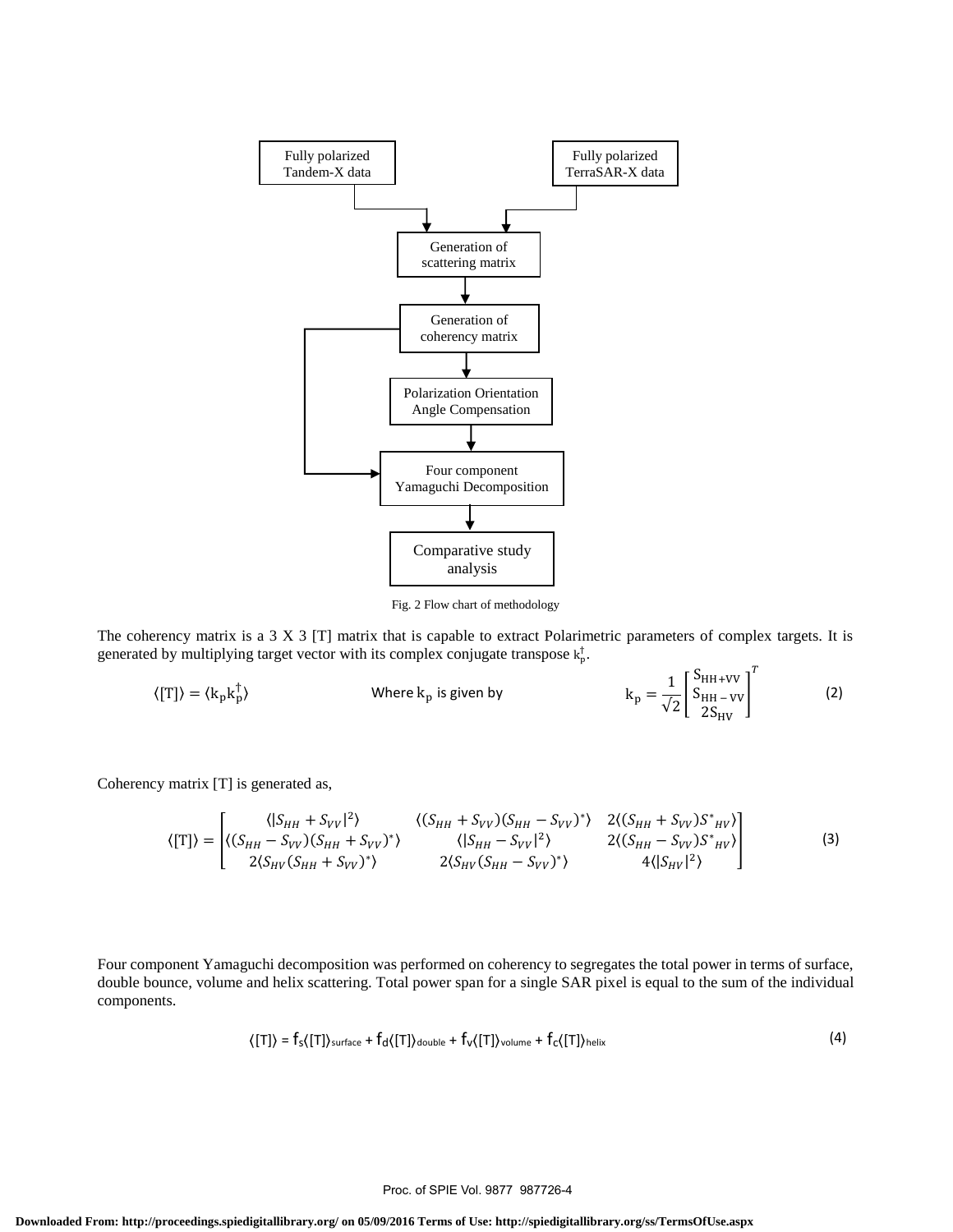Fig. 2 Flow chart of methodology

The coherency matrix is a 3 X 3 [T] matrix that is capable to extract Polarimetric parameters of complex targets. It is generated by multiplying target vector with its complex conjugate transpose $k_p^{\dagger}$.

$$\langle[T]\rangle = \langle k_p k_p^{\dagger}\rangle \qquad \text{Where } k_p \text{ is given by} \qquad k_p = \frac{1}{\sqrt{2}}\begin{bmatrix} S_{HH+VV} \\ S_{HH-VV} \\ 2S_{HV} \end{bmatrix}^T \tag{2}$$

Coherency matrix [T] is generated as,

$$\langle[T]\rangle = \begin{bmatrix} \langle|S_{HH}+S_{VV}|^2\rangle & \langle(S_{HH}+S_{VV})(S_{HH}-S_{VV})^*\rangle & 2\langle(S_{HH}+S_{VV})S^*_{HV}\rangle \\ \langle(S_{HH}-S_{VV})(S_{HH}+S_{VV})^*\rangle & \langle|S_{HH}-S_{VV}|^2\rangle & 2\langle(S_{HH}-S_{VV})S^*_{HV}\rangle \\ 2\langle S_{HV}(S_{HH}+S_{VV})^*\rangle & 2\langle S_{HV}(S_{HH}-S_{VV})^*\rangle & 4\langle|S_{HV}|^2\rangle \end{bmatrix} \tag{3}$$

Four component Yamaguchi decomposition was performed on coherency to segregates the total power in terms of surface, double bounce, volume and helix scattering. Total power span for a single SAR pixel is equal to the sum of the individual components.

$$\langle[T]\rangle = f_s\langle[T]\rangle_{surface} + f_d\langle[T]\rangle_{double} + f_v\langle[T]\rangle_{volume} + f_c\langle[T]\rangle_{helix} \tag{4}$$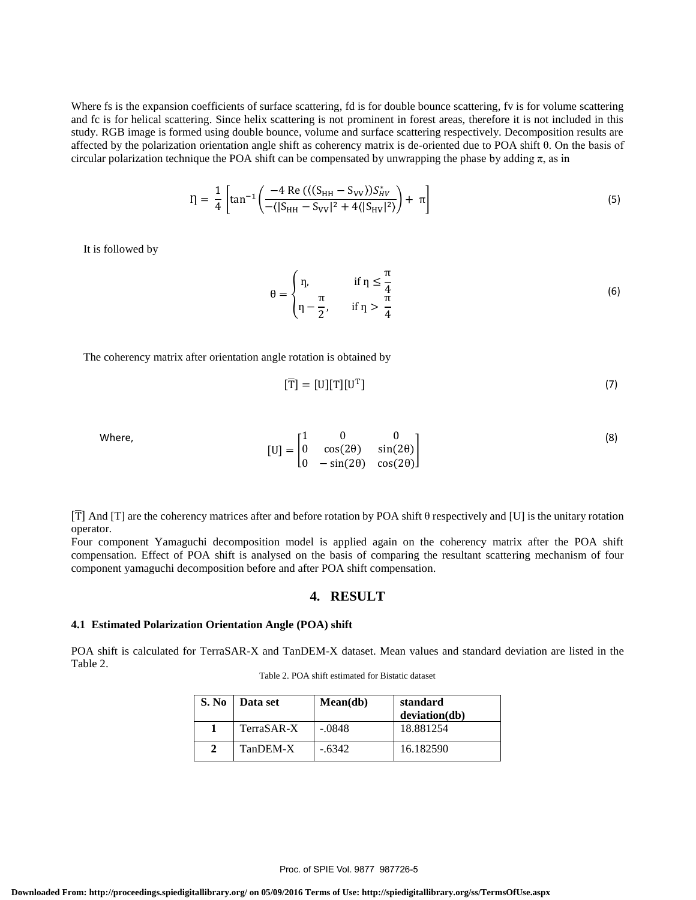Where fs is the expansion coefficients of surface scattering, fd is for double bounce scattering, fv is for volume scattering and fc is for helical scattering. Since helix scattering is not prominent in forest areas, therefore it is not included in this study. RGB image is formed using double bounce, volume and surface scattering respectively. Decomposition results are affected by the polarization orientation angle shift as coherency matrix is de-oriented due to POA shift θ. On the basis of circular polarization technique the POA shift can be compensated by unwrapping the phase by adding π, as in

$$\eta = \frac{1}{4}\left[\tan^{-1}\left(\frac{-4\,\mathrm{Re}\,(\langle(S_{HH} - S_{VV})\rangle S_{HV}^{*}}{-\langle|S_{HH} - S_{VV}|^{2} + 4\langle|S_{HV}|^{2}\rangle}\right) + \pi\right] \tag{5}$$

It is followed by

$$\theta = \begin{cases} \eta, & \text{if } \eta \leq \frac{\pi}{4} \\ \eta - \frac{\pi}{2}, & \text{if } \eta > \frac{\pi}{4} \end{cases} \tag{6}$$

The coherency matrix after orientation angle rotation is obtained by

$$[\overline{T}] = [U][T][U^{T}] \tag{7}$$

Where,

$$[U] = \begin{bmatrix} 1 & 0 & 0 \\ 0 & \cos(2\theta) & \sin(2\theta) \\ 0 & -\sin(2\theta) & \cos(2\theta) \end{bmatrix} \tag{8}$$

$[\overline{T}]$ And $[T]$ are the coherency matrices after and before rotation by POA shift θ respectively and $[U]$ is the unitary rotation operator.

Four component Yamaguchi decomposition model is applied again on the coherency matrix after the POA shift compensation. Effect of POA shift is analysed on the basis of comparing the resultant scattering mechanism of four component yamaguchi decomposition before and after POA shift compensation.

## 4. RESULT

### 4.1 Estimated Polarization Orientation Angle (POA) shift

POA shift is calculated for TerraSAR-X and TanDEM-X dataset. Mean values and standard deviation are listed in the Table 2.

Table 2. POA shift estimated for Bistatic dataset

| S. No | Data set | Mean(db) | standard deviation(db) |
|---|---|---|---|
| 1 | TerraSAR-X | -.0848 | 18.881254 |
| 2 | TanDEM-X | -.6342 | 16.182590 |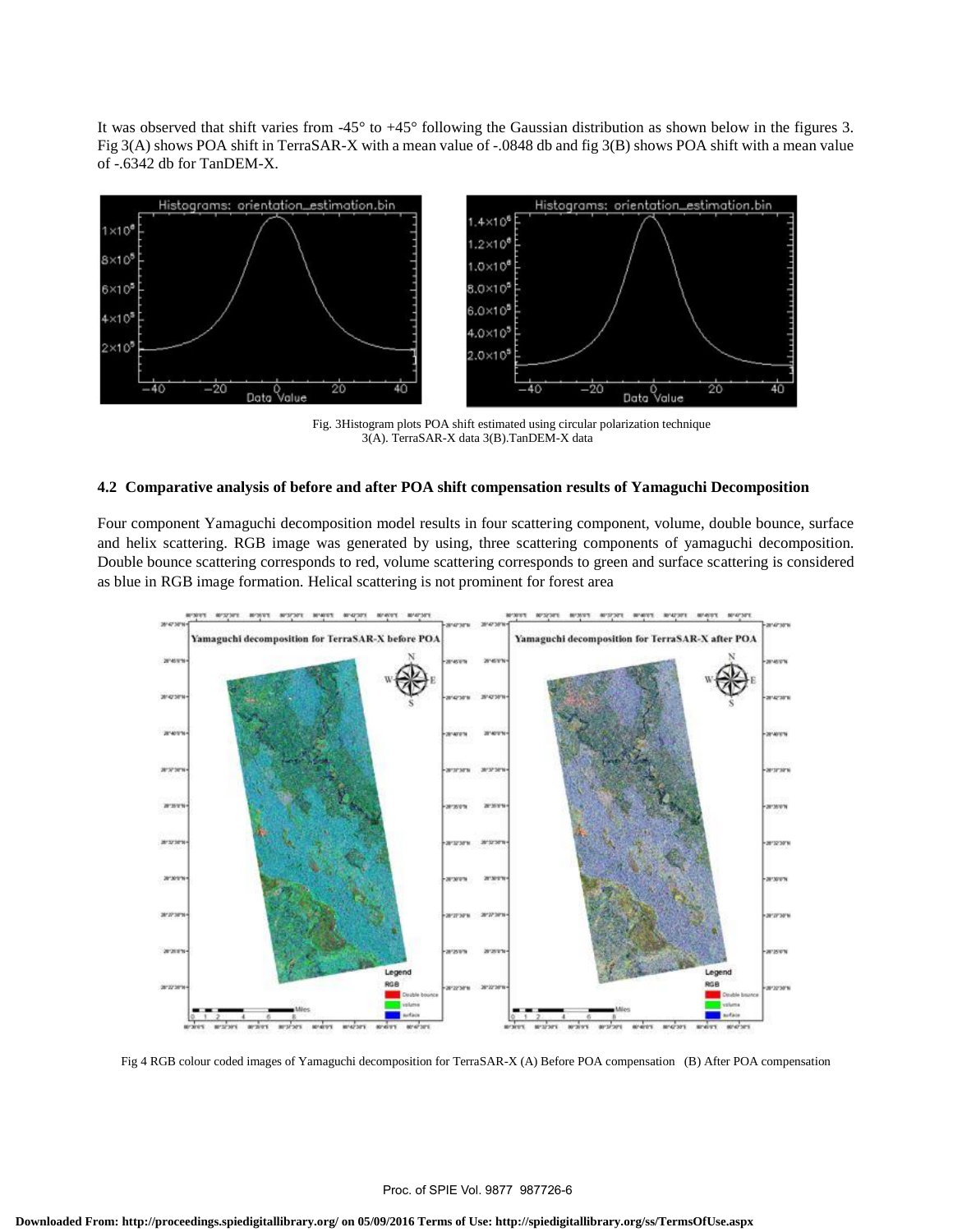It was observed that shift varies from -45° to +45° following the Gaussian distribution as shown below in the figures 3. Fig 3(A) shows POA shift in TerraSAR-X with a mean value of -.0848 db and fig 3(B) shows POA shift with a mean value of -.6342 db for TanDEM-X.

Fig. 3Histogram plots POA shift estimated using circular polarization technique 3(A). TerraSAR-X data 3(B).TanDEM-X data

### 4.2 Comparative analysis of before and after POA shift compensation results of Yamaguchi Decomposition

Four component Yamaguchi decomposition model results in four scattering component, volume, double bounce, surface and helix scattering. RGB image was generated by using, three scattering components of yamaguchi decomposition. Double bounce scattering corresponds to red, volume scattering corresponds to green and surface scattering is considered as blue in RGB image formation. Helical scattering is not prominent for forest area

Fig 4 RGB colour coded images of Yamaguchi decomposition for TerraSAR-X (A) Before POA compensation (B) After POA compensation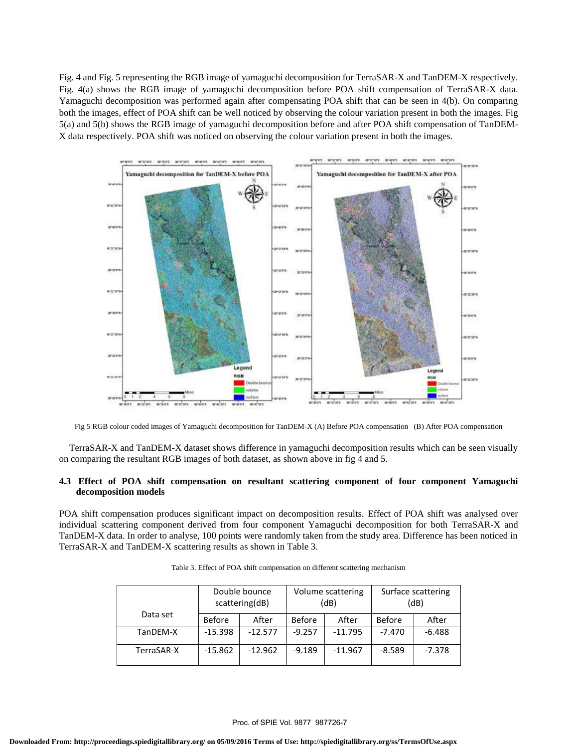Fig. 4 and Fig. 5 representing the RGB image of yamaguchi decomposition for TerraSAR-X and TanDEM-X respectively. Fig. 4(a) shows the RGB image of yamaguchi decomposition before POA shift compensation of TerraSAR-X data. Yamaguchi decomposition was performed again after compensating POA shift that can be seen in 4(b). On comparing both the images, effect of POA shift can be well noticed by observing the colour variation present in both the images. Fig 5(a) and 5(b) shows the RGB image of yamaguchi decomposition before and after POA shift compensation of TanDEM-X data respectively. POA shift was noticed on observing the colour variation present in both the images.

Fig 5 RGB colour coded images of Yamaguchi decomposition for TanDEM-X (A) Before POA compensation (B) After POA compensation

TerraSAR-X and TanDEM-X dataset shows difference in yamaguchi decomposition results which can be seen visually on comparing the resultant RGB images of both dataset, as shown above in fig 4 and 5.

### 4.3 Effect of POA shift compensation on resultant scattering component of four component Yamaguchi decomposition models

POA shift compensation produces significant impact on decomposition results. Effect of POA shift was analysed over individual scattering component derived from four component Yamaguchi decomposition for both TerraSAR-X and TanDEM-X data. In order to analyse, 100 points were randomly taken from the study area. Difference has been noticed in TerraSAR-X and TanDEM-X scattering results as shown in Table 3.

Table 3. Effect of POA shift compensation on different scattering mechanism

| Data set | Double bounce scattering(dB) | | Volume scattering (dB) | | Surface scattering (dB) | |
|---|---|---|---|---|---|---|
| | Before | After | Before | After | Before | After |
| TanDEM-X | -15.398 | -12.577 | -9.257 | -11.795 | -7.470 | -6.488 |
| TerraSAR-X | -15.862 | -12.962 | -9.189 | -11.967 | -8.589 | -7.378 |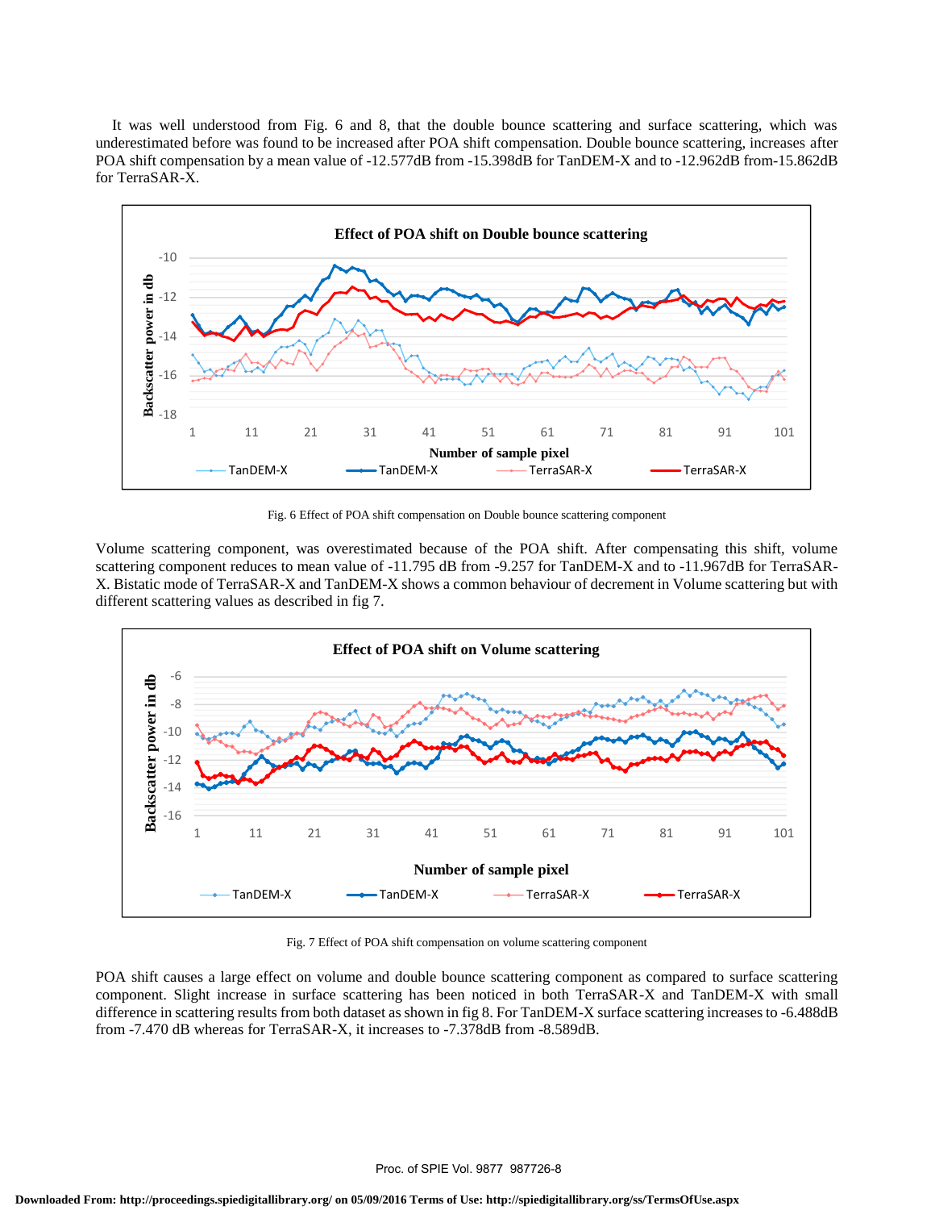It was well understood from Fig. 6 and 8, that the double bounce scattering and surface scattering, which was underestimated before was found to be increased after POA shift compensation. Double bounce scattering, increases after POA shift compensation by a mean value of -12.577dB from -15.398dB for TanDEM-X and to -12.962dB from-15.862dB for TerraSAR-X.

Fig. 6 Effect of POA shift compensation on Double bounce scattering component

Volume scattering component, was overestimated because of the POA shift. After compensating this shift, volume scattering component reduces to mean value of -11.795 dB from -9.257 for TanDEM-X and to -11.967dB for TerraSAR-X. Bistatic mode of TerraSAR-X and TanDEM-X shows a common behaviour of decrement in Volume scattering but with different scattering values as described in fig 7.

Fig. 7 Effect of POA shift compensation on volume scattering component

POA shift causes a large effect on volume and double bounce scattering component as compared to surface scattering component. Slight increase in surface scattering has been noticed in both TerraSAR-X and TanDEM-X with small difference in scattering results from both dataset as shown in fig 8. For TanDEM-X surface scattering increases to -6.488dB from -7.470 dB whereas for TerraSAR-X, it increases to -7.378dB from -8.589dB.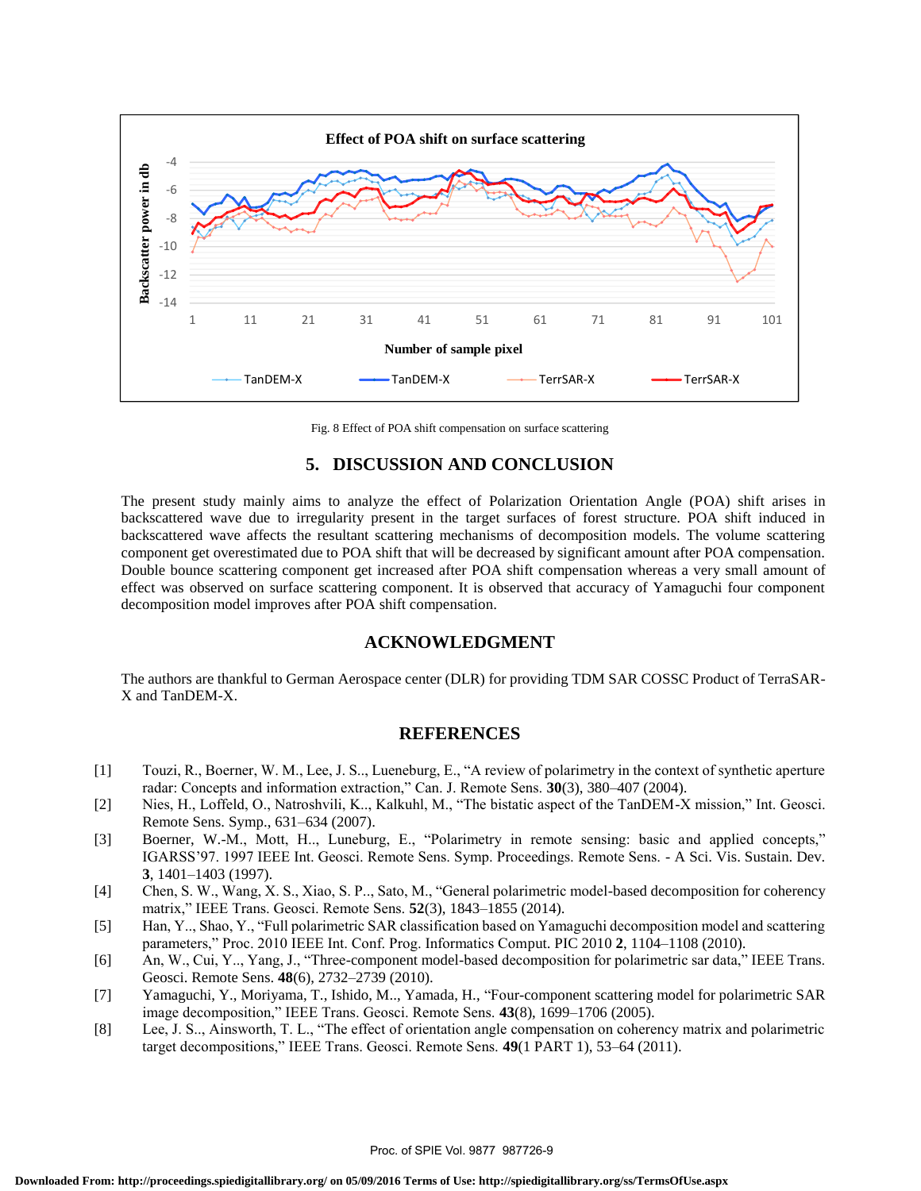Fig. 8 Effect of POA shift compensation on surface scattering

## 5. DISCUSSION AND CONCLUSION

The present study mainly aims to analyze the effect of Polarization Orientation Angle (POA) shift arises in backscattered wave due to irregularity present in the target surfaces of forest structure. POA shift induced in backscattered wave affects the resultant scattering mechanisms of decomposition models. The volume scattering component get overestimated due to POA shift that will be decreased by significant amount after POA compensation. Double bounce scattering component get increased after POA shift compensation whereas a very small amount of effect was observed on surface scattering component. It is observed that accuracy of Yamaguchi four component decomposition model improves after POA shift compensation.

## ACKNOWLEDGMENT

The authors are thankful to German Aerospace center (DLR) for providing TDM SAR COSSC Product of TerraSAR-X and TanDEM-X.

## REFERENCES

[1] Touzi, R., Boerner, W. M., Lee, J. S.., Lueneburg, E., "A review of polarimetry in the context of synthetic aperture radar: Concepts and information extraction," Can. J. Remote Sens. **30**(3), 380–407 (2004).

[2] Nies, H., Loffeld, O., Natroshvili, K.., Kalkuhl, M., "The bistatic aspect of the TanDEM-X mission," Int. Geosci. Remote Sens. Symp., 631–634 (2007).

[3] Boerner, W.-M., Mott, H.., Luneburg, E., "Polarimetry in remote sensing: basic and applied concepts," IGARSS'97. 1997 IEEE Int. Geosci. Remote Sens. Symp. Proceedings. Remote Sens. - A Sci. Vis. Sustain. Dev. **3**, 1401–1403 (1997).

[4] Chen, S. W., Wang, X. S., Xiao, S. P.., Sato, M., "General polarimetric model-based decomposition for coherency matrix," IEEE Trans. Geosci. Remote Sens. **52**(3), 1843–1855 (2014).

[5] Han, Y.., Shao, Y., "Full polarimetric SAR classification based on Yamaguchi decomposition model and scattering parameters," Proc. 2010 IEEE Int. Conf. Prog. Informatics Comput. PIC 2010 **2**, 1104–1108 (2010).

[6] An, W., Cui, Y.., Yang, J., "Three-component model-based decomposition for polarimetric sar data," IEEE Trans. Geosci. Remote Sens. **48**(6), 2732–2739 (2010).

[7] Yamaguchi, Y., Moriyama, T., Ishido, M.., Yamada, H., "Four-component scattering model for polarimetric SAR image decomposition," IEEE Trans. Geosci. Remote Sens. **43**(8), 1699–1706 (2005).

[8] Lee, J. S.., Ainsworth, T. L., "The effect of orientation angle compensation on coherency matrix and polarimetric target decompositions," IEEE Trans. Geosci. Remote Sens. **49**(1 PART 1), 53–64 (2011).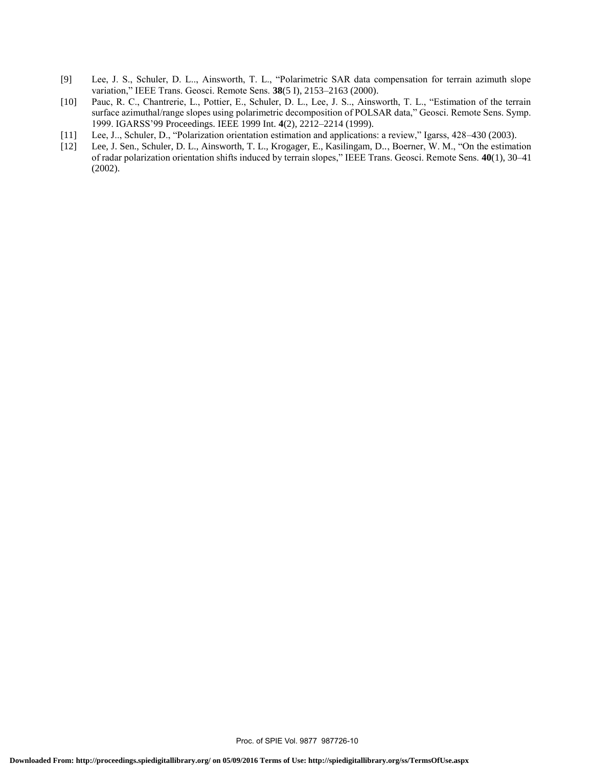[9] Lee, J. S., Schuler, D. L.., Ainsworth, T. L., "Polarimetric SAR data compensation for terrain azimuth slope variation," IEEE Trans. Geosci. Remote Sens. **38**(5 I), 2153–2163 (2000).

[10] Pauc, R. C., Chantrerie, L., Pottier, E., Schuler, D. L., Lee, J. S.., Ainsworth, T. L., "Estimation of the terrain surface azimuthal/range slopes using polarimetric decomposition of POLSAR data," Geosci. Remote Sens. Symp. 1999. IGARSS'99 Proceedings. IEEE 1999 Int. **4**(2), 2212–2214 (1999).

[11] Lee, J.., Schuler, D., "Polarization orientation estimation and applications: a review," Igarss, 428–430 (2003).

[12] Lee, J. Sen., Schuler, D. L., Ainsworth, T. L., Krogager, E., Kasilingam, D.., Boerner, W. M., "On the estimation of radar polarization orientation shifts induced by terrain slopes," IEEE Trans. Geosci. Remote Sens. **40**(1), 30–41 (2002).